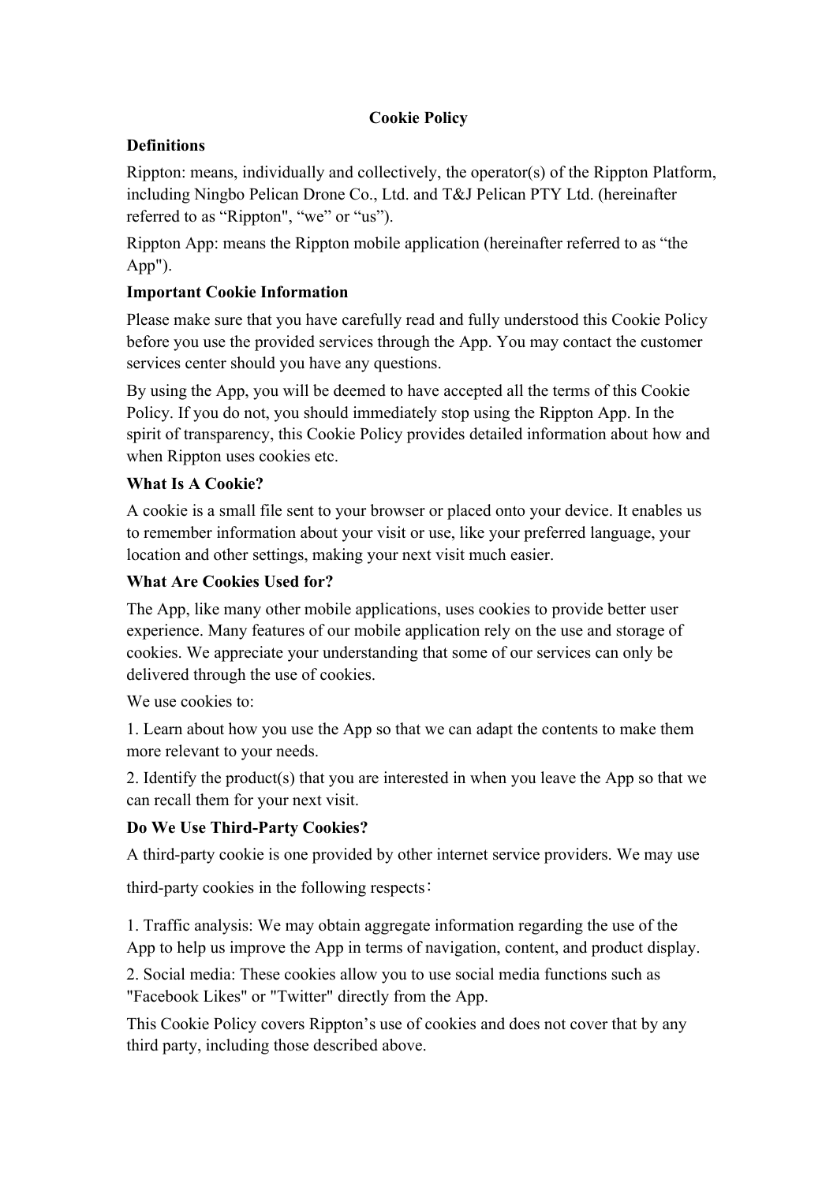# Cookie Policy

## Definitions

Rippton: means, individually and collectively, the operator(s) of the Rippton Platform, including Ningbo Pelican Drone Co., Ltd. and T&J Pelican PTY Ltd. (hereinafter referred to as “Rippton", “we” or “us”).

Rippton App: means the Rippton mobile application (hereinafter referred to as “the App").

## Important Cookie Information

Please make sure that you have carefully read and fully understood this Cookie Policy before you use the provided services through the App. You may contact the customer services center should you have any questions.

By using the App, you will be deemed to have accepted all the terms of this Cookie Policy. If you do not, you should immediately stop using the Rippton App. In the spirit of transparency, this Cookie Policy provides detailed information about how and when Rippton uses cookies etc.

## What Is A Cookie?

A cookie is a small file sent to your browser or placed onto your device. It enables us to remember information about your visit or use, like your preferred language, your location and other settings, making your next visit much easier.

## What Are Cookies Used for?

The App, like many other mobile applications, uses cookies to provide better user experience. Many features of our mobile application rely on the use and storage of cookies. We appreciate your understanding that some of our services can only be delivered through the use of cookies.

We use cookies to:

1. Learn about how you use the App so that we can adapt the contents to make them more relevant to your needs.
2. Identify the product(s) that you are interested in when you leave the App so that we can recall them for your next visit.

## Do We Use Third-Party Cookies?

A third-party cookie is one provided by other internet service providers. We may use third-party cookies in the following respects：

1. Traffic analysis: We may obtain aggregate information regarding the use of the App to help us improve the App in terms of navigation, content, and product display.
2. Social media: These cookies allow you to use social media functions such as "Facebook Likes" or "Twitter" directly from the App.

This Cookie Policy covers Rippton’s use of cookies and does not cover that by any third party, including those described above.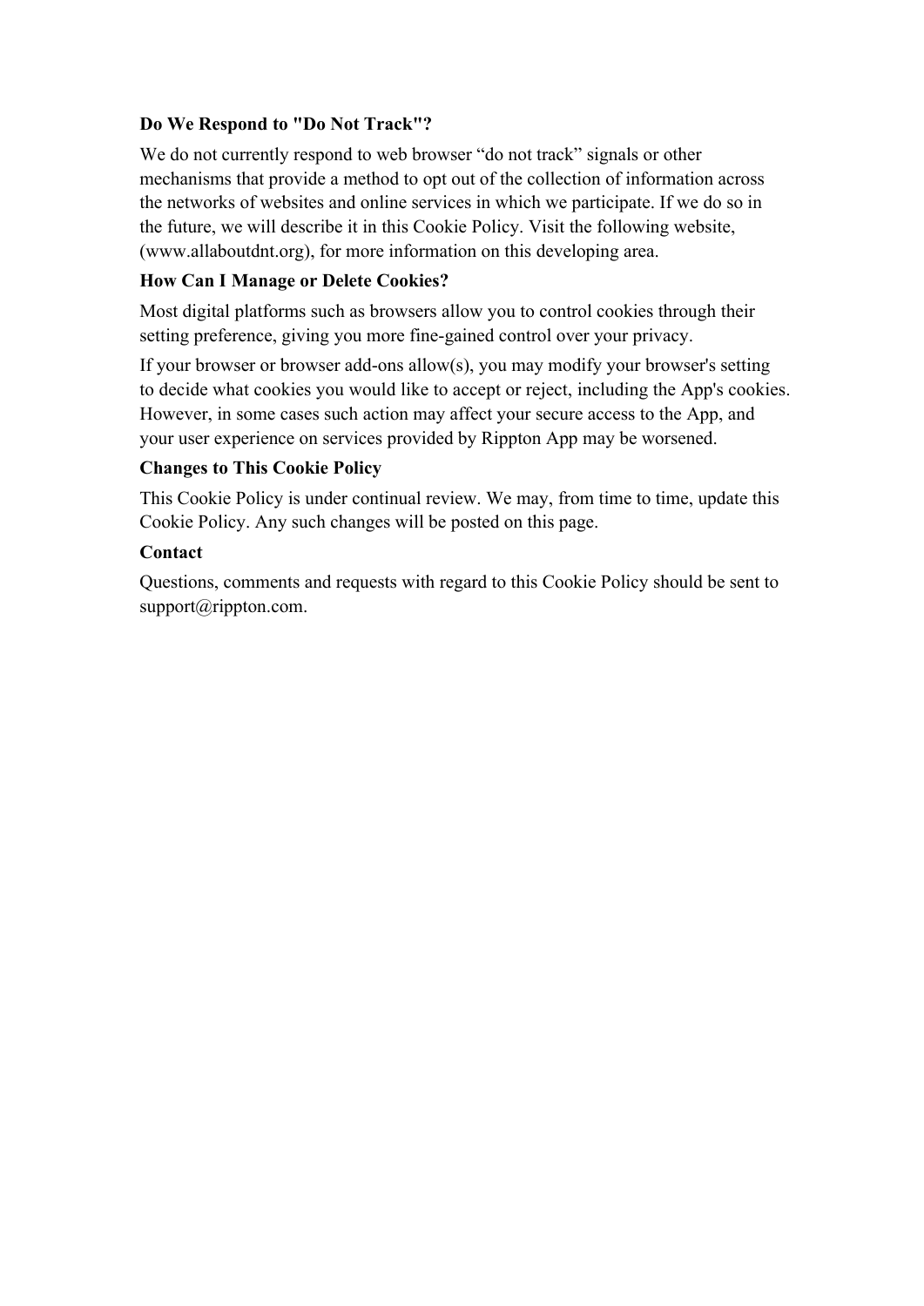**Do We Respond to "Do Not Track"?**

We do not currently respond to web browser "do not track" signals or other mechanisms that provide a method to opt out of the collection of information across the networks of websites and online services in which we participate. If we do so in the future, we will describe it in this Cookie Policy. Visit the following website, (www.allaboutdnt.org), for more information on this developing area.

**How Can I Manage or Delete Cookies?**

Most digital platforms such as browsers allow you to control cookies through their setting preference, giving you more fine-gained control over your privacy.

If your browser or browser add-ons allow(s), you may modify your browser's setting to decide what cookies you would like to accept or reject, including the App's cookies. However, in some cases such action may affect your secure access to the App, and your user experience on services provided by Rippton App may be worsened.

**Changes to This Cookie Policy**

This Cookie Policy is under continual review. We may, from time to time, update this Cookie Policy. Any such changes will be posted on this page.

**Contact**

Questions, comments and requests with regard to this Cookie Policy should be sent to support@rippton.com.